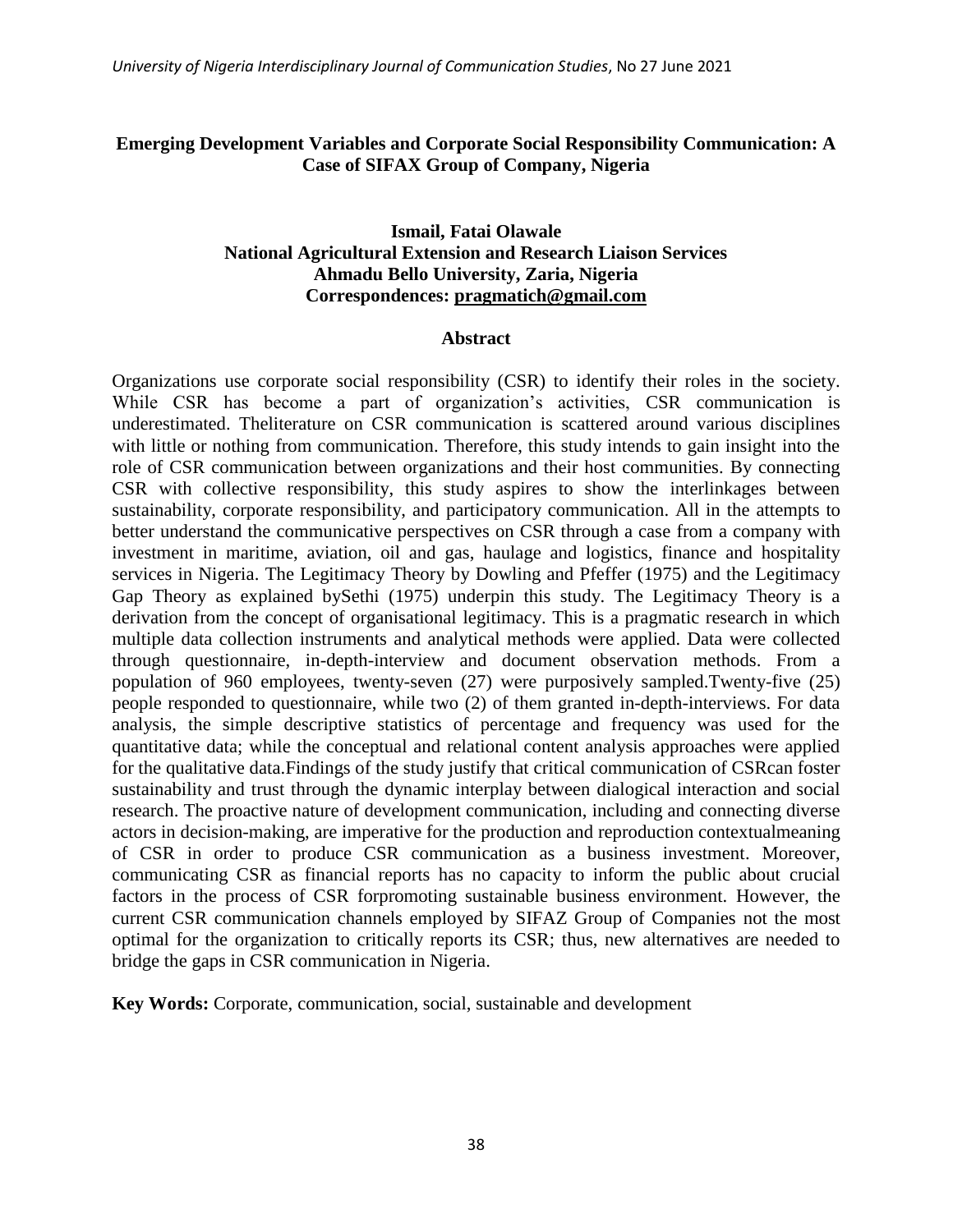# Emerging Development Variables and Corporate Social Responsibility Communication: A Case of SIFAX Group of Company, Nigeria

**Ismail, Fatai Olawale**
**National Agricultural Extension and Research Liaison Services**
**Ahmadu Bello University, Zaria, Nigeria**
**Correspondences: pragmatich@gmail.com**

## Abstract

Organizations use corporate social responsibility (CSR) to identify their roles in the society. While CSR has become a part of organization's activities, CSR communication is underestimated. Theliterature on CSR communication is scattered around various disciplines with little or nothing from communication. Therefore, this study intends to gain insight into the role of CSR communication between organizations and their host communities. By connecting CSR with collective responsibility, this study aspires to show the interlinkages between sustainability, corporate responsibility, and participatory communication. All in the attempts to better understand the communicative perspectives on CSR through a case from a company with investment in maritime, aviation, oil and gas, haulage and logistics, finance and hospitality services in Nigeria. The Legitimacy Theory by Dowling and Pfeffer (1975) and the Legitimacy Gap Theory as explained bySethi (1975) underpin this study. The Legitimacy Theory is a derivation from the concept of organisational legitimacy. This is a pragmatic research in which multiple data collection instruments and analytical methods were applied. Data were collected through questionnaire, in-depth-interview and document observation methods. From a population of 960 employees, twenty-seven (27) were purposively sampled.Twenty-five (25) people responded to questionnaire, while two (2) of them granted in-depth-interviews. For data analysis, the simple descriptive statistics of percentage and frequency was used for the quantitative data; while the conceptual and relational content analysis approaches were applied for the qualitative data.Findings of the study justify that critical communication of CSRcan foster sustainability and trust through the dynamic interplay between dialogical interaction and social research. The proactive nature of development communication, including and connecting diverse actors in decision-making, are imperative for the production and reproduction contextualmeaning of CSR in order to produce CSR communication as a business investment. Moreover, communicating CSR as financial reports has no capacity to inform the public about crucial factors in the process of CSR forpromoting sustainable business environment. However, the current CSR communication channels employed by SIFAZ Group of Companies not the most optimal for the organization to critically reports its CSR; thus, new alternatives are needed to bridge the gaps in CSR communication in Nigeria.

**Key Words:** Corporate, communication, social, sustainable and development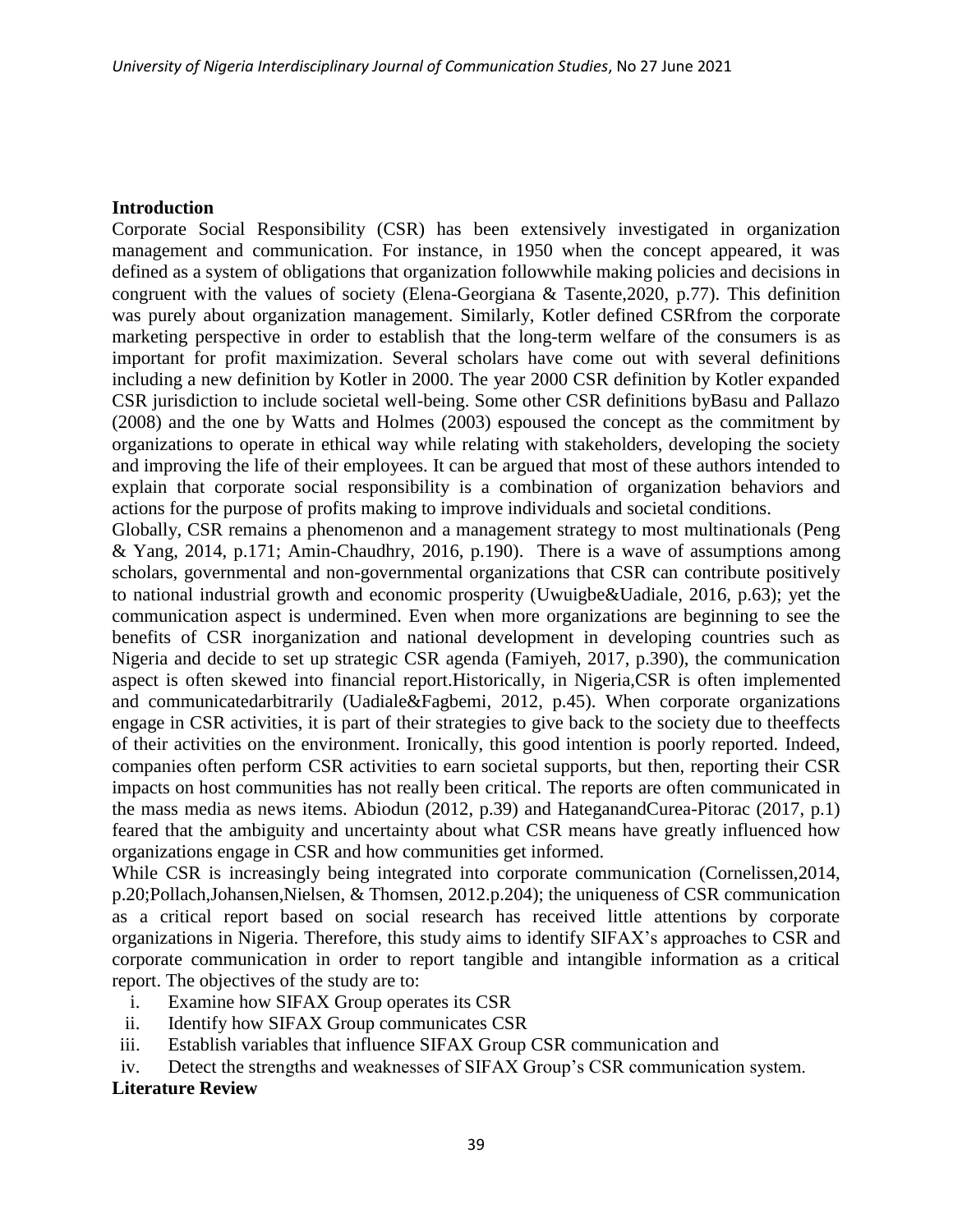## Introduction

Corporate Social Responsibility (CSR) has been extensively investigated in organization management and communication. For instance, in 1950 when the concept appeared, it was defined as a system of obligations that organization followwhile making policies and decisions in congruent with the values of society (Elena-Georgiana & Tasente,2020, p.77). This definition was purely about organization management. Similarly, Kotler defined CSRfrom the corporate marketing perspective in order to establish that the long-term welfare of the consumers is as important for profit maximization. Several scholars have come out with several definitions including a new definition by Kotler in 2000. The year 2000 CSR definition by Kotler expanded CSR jurisdiction to include societal well-being. Some other CSR definitions byBasu and Pallazo (2008) and the one by Watts and Holmes (2003) espoused the concept as the commitment by organizations to operate in ethical way while relating with stakeholders, developing the society and improving the life of their employees. It can be argued that most of these authors intended to explain that corporate social responsibility is a combination of organization behaviors and actions for the purpose of profits making to improve individuals and societal conditions.

Globally, CSR remains a phenomenon and a management strategy to most multinationals (Peng & Yang, 2014, p.171; Amin-Chaudhry, 2016, p.190). There is a wave of assumptions among scholars, governmental and non-governmental organizations that CSR can contribute positively to national industrial growth and economic prosperity (Uwuigbe&Uadiale, 2016, p.63); yet the communication aspect is undermined. Even when more organizations are beginning to see the benefits of CSR inorganization and national development in developing countries such as Nigeria and decide to set up strategic CSR agenda (Famiyeh, 2017, p.390), the communication aspect is often skewed into financial report.Historically, in Nigeria,CSR is often implemented and communicatedarbitrarily (Uadiale&Fagbemi, 2012, p.45). When corporate organizations engage in CSR activities, it is part of their strategies to give back to the society due to theeffects of their activities on the environment. Ironically, this good intention is poorly reported. Indeed, companies often perform CSR activities to earn societal supports, but then, reporting their CSR impacts on host communities has not really been critical. The reports are often communicated in the mass media as news items. Abiodun (2012, p.39) and HateganandCurea-Pitorac (2017, p.1) feared that the ambiguity and uncertainty about what CSR means have greatly influenced how organizations engage in CSR and how communities get informed.

While CSR is increasingly being integrated into corporate communication (Cornelissen,2014, p.20;Pollach,Johansen,Nielsen, & Thomsen, 2012.p.204); the uniqueness of CSR communication as a critical report based on social research has received little attentions by corporate organizations in Nigeria. Therefore, this study aims to identify SIFAX's approaches to CSR and corporate communication in order to report tangible and intangible information as a critical report. The objectives of the study are to:

i. Examine how SIFAX Group operates its CSR
ii. Identify how SIFAX Group communicates CSR
iii. Establish variables that influence SIFAX Group CSR communication and
iv. Detect the strengths and weaknesses of SIFAX Group's CSR communication system.

## Literature Review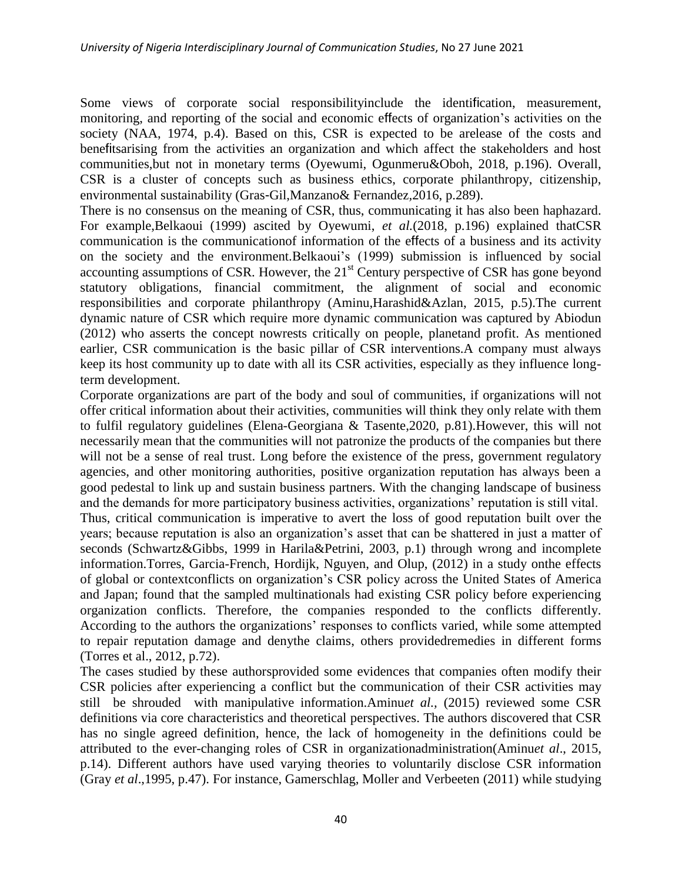Some views of corporate social responsibilityinclude the identification, measurement, monitoring, and reporting of the social and economic effects of organization's activities on the society (NAA, 1974, p.4). Based on this, CSR is expected to be arelease of the costs and benefitsarising from the activities an organization and which affect the stakeholders and host communities,but not in monetary terms (Oyewumi, Ogunmeru&Oboh, 2018, p.196). Overall, CSR is a cluster of concepts such as business ethics, corporate philanthropy, citizenship, environmental sustainability (Gras-Gil,Manzano& Fernandez,2016, p.289).

There is no consensus on the meaning of CSR, thus, communicating it has also been haphazard. For example,Belkaoui (1999) ascited by Oyewumi, *et al.*(2018, p.196) explained thatCSR communication is the communicationof information of the effects of a business and its activity on the society and the environment.Belkaoui's (1999) submission is influenced by social accounting assumptions of CSR. However, the 21[st] Century perspective of CSR has gone beyond statutory obligations, financial commitment, the alignment of social and economic responsibilities and corporate philanthropy (Aminu,Harashid&Azlan, 2015, p.5).The current dynamic nature of CSR which require more dynamic communication was captured by Abiodun (2012) who asserts the concept nowrests critically on people, planetand profit. As mentioned earlier, CSR communication is the basic pillar of CSR interventions.A company must always keep its host community up to date with all its CSR activities, especially as they influence long-term development.

Corporate organizations are part of the body and soul of communities, if organizations will not offer critical information about their activities, communities will think they only relate with them to fulfil regulatory guidelines (Elena-Georgiana & Tasente,2020, p.81).However, this will not necessarily mean that the communities will not patronize the products of the companies but there will not be a sense of real trust. Long before the existence of the press, government regulatory agencies, and other monitoring authorities, positive organization reputation has always been a good pedestal to link up and sustain business partners. With the changing landscape of business and the demands for more participatory business activities, organizations' reputation is still vital.

Thus, critical communication is imperative to avert the loss of good reputation built over the years; because reputation is also an organization's asset that can be shattered in just a matter of seconds (Schwartz&Gibbs, 1999 in Harila&Petrini, 2003, p.1) through wrong and incomplete information.Torres, Garcia-French, Hordijk, Nguyen, and Olup, (2012) in a study onthe effects of global or contextconflicts on organization's CSR policy across the United States of America and Japan; found that the sampled multinationals had existing CSR policy before experiencing organization conflicts. Therefore, the companies responded to the conflicts differently. According to the authors the organizations' responses to conflicts varied, while some attempted to repair reputation damage and denythe claims, others providedremedies in different forms (Torres et al., 2012, p.72).

The cases studied by these authorsprovided some evidences that companies often modify their CSR policies after experiencing a conflict but the communication of their CSR activities may still be shrouded with manipulative information.Aminu*et al.*, (2015) reviewed some CSR definitions via core characteristics and theoretical perspectives. The authors discovered that CSR has no single agreed definition, hence, the lack of homogeneity in the definitions could be attributed to the ever-changing roles of CSR in organizationadministration(Aminu*et al*., 2015, p.14). Different authors have used varying theories to voluntarily disclose CSR information (Gray *et al*.,1995, p.47). For instance, Gamerschlag, Moller and Verbeeten (2011) while studying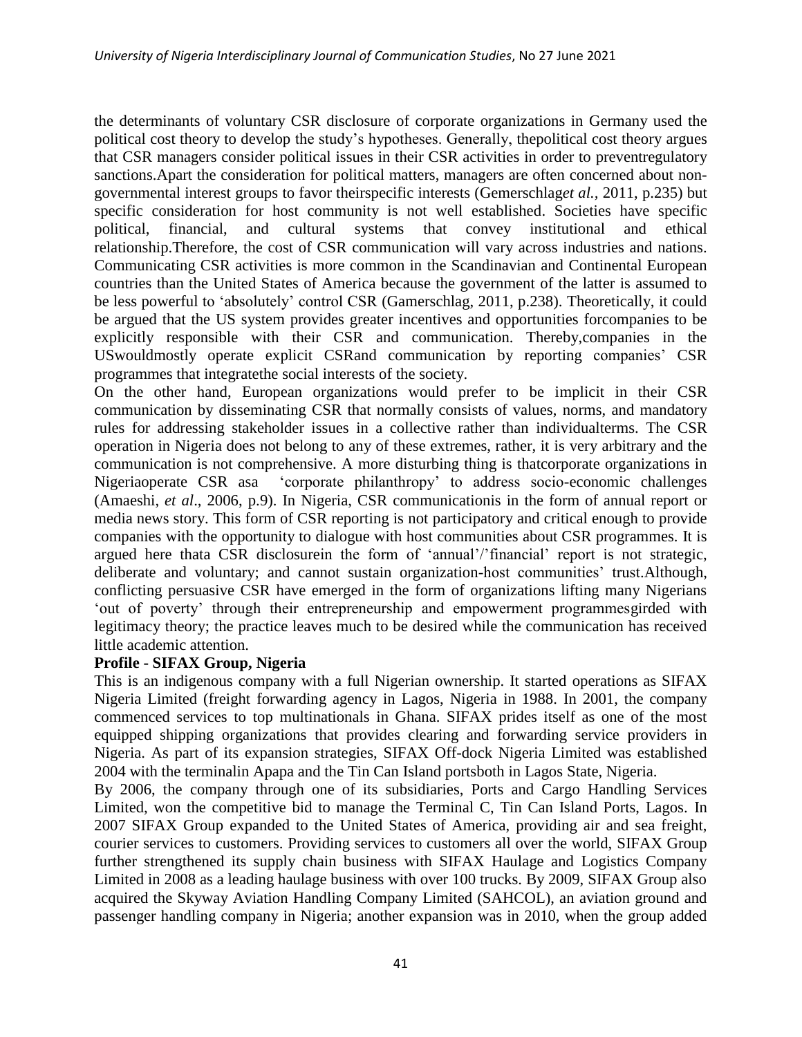the determinants of voluntary CSR disclosure of corporate organizations in Germany used the political cost theory to develop the study's hypotheses. Generally, thepolitical cost theory argues that CSR managers consider political issues in their CSR activities in order to preventregulatory sanctions.Apart the consideration for political matters, managers are often concerned about non-governmental interest groups to favor theirspecific interests (Gemerschlag*et al.*, 2011, p.235) but specific consideration for host community is not well established. Societies have specific political, financial, and cultural systems that convey institutional and ethical relationship.Therefore, the cost of CSR communication will vary across industries and nations. Communicating CSR activities is more common in the Scandinavian and Continental European countries than the United States of America because the government of the latter is assumed to be less powerful to 'absolutely' control CSR (Gamerschlag, 2011, p.238). Theoretically, it could be argued that the US system provides greater incentives and opportunities forcompanies to be explicitly responsible with their CSR and communication. Thereby,companies in the USwouldmostly operate explicit CSRand communication by reporting companies' CSR programmes that integratethe social interests of the society.

On the other hand, European organizations would prefer to be implicit in their CSR communication by disseminating CSR that normally consists of values, norms, and mandatory rules for addressing stakeholder issues in a collective rather than individualterms. The CSR operation in Nigeria does not belong to any of these extremes, rather, it is very arbitrary and the communication is not comprehensive. A more disturbing thing is thatcorporate organizations in Nigeriaoperate CSR asa 'corporate philanthropy' to address socio-economic challenges (Amaeshi, *et al*., 2006, p.9). In Nigeria, CSR communicationis in the form of annual report or media news story. This form of CSR reporting is not participatory and critical enough to provide companies with the opportunity to dialogue with host communities about CSR programmes. It is argued here thata CSR disclosurein the form of 'annual'/'financial' report is not strategic, deliberate and voluntary; and cannot sustain organization-host communities' trust.Although, conflicting persuasive CSR have emerged in the form of organizations lifting many Nigerians 'out of poverty' through their entrepreneurship and empowerment programmesgirded with legitimacy theory; the practice leaves much to be desired while the communication has received little academic attention.

**Profile - SIFAX Group, Nigeria**

This is an indigenous company with a full Nigerian ownership. It started operations as SIFAX Nigeria Limited (freight forwarding agency in Lagos, Nigeria in 1988. In 2001, the company commenced services to top multinationals in Ghana. SIFAX prides itself as one of the most equipped shipping organizations that provides clearing and forwarding service providers in Nigeria. As part of its expansion strategies, SIFAX Off-dock Nigeria Limited was established 2004 with the terminalin Apapa and the Tin Can Island portsboth in Lagos State, Nigeria.

By 2006, the company through one of its subsidiaries, Ports and Cargo Handling Services Limited, won the competitive bid to manage the Terminal C, Tin Can Island Ports, Lagos. In 2007 SIFAX Group expanded to the United States of America, providing air and sea freight, courier services to customers. Providing services to customers all over the world, SIFAX Group further strengthened its supply chain business with SIFAX Haulage and Logistics Company Limited in 2008 as a leading haulage business with over 100 trucks. By 2009, SIFAX Group also acquired the Skyway Aviation Handling Company Limited (SAHCOL), an aviation ground and passenger handling company in Nigeria; another expansion was in 2010, when the group added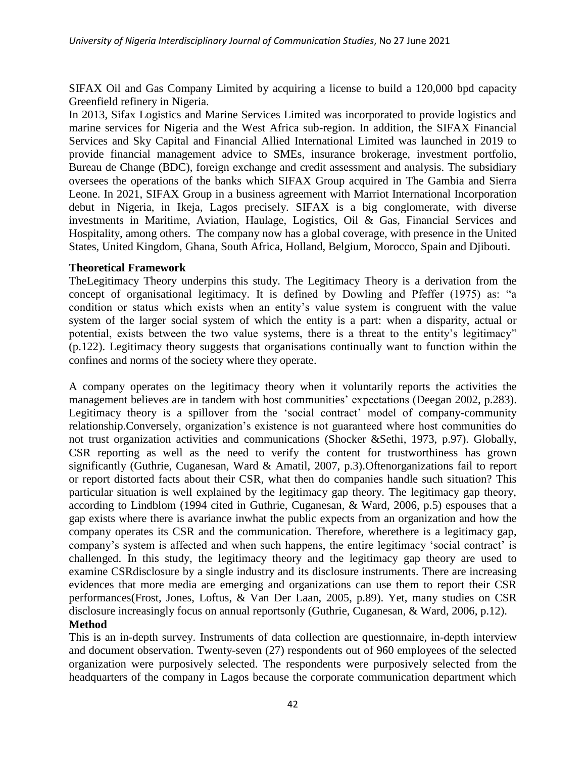SIFAX Oil and Gas Company Limited by acquiring a license to build a 120,000 bpd capacity Greenfield refinery in Nigeria.

In 2013, Sifax Logistics and Marine Services Limited was incorporated to provide logistics and marine services for Nigeria and the West Africa sub-region. In addition, the SIFAX Financial Services and Sky Capital and Financial Allied International Limited was launched in 2019 to provide financial management advice to SMEs, insurance brokerage, investment portfolio, Bureau de Change (BDC), foreign exchange and credit assessment and analysis. The subsidiary oversees the operations of the banks which SIFAX Group acquired in The Gambia and Sierra Leone. In 2021, SIFAX Group in a business agreement with Marriot International Incorporation debut in Nigeria, in Ikeja, Lagos precisely. SIFAX is a big conglomerate, with diverse investments in Maritime, Aviation, Haulage, Logistics, Oil & Gas, Financial Services and Hospitality, among others. The company now has a global coverage, with presence in the United States, United Kingdom, Ghana, South Africa, Holland, Belgium, Morocco, Spain and Djibouti.

**Theoretical Framework**

TheLegitimacy Theory underpins this study. The Legitimacy Theory is a derivation from the concept of organisational legitimacy. It is defined by Dowling and Pfeffer (1975) as: "a condition or status which exists when an entity's value system is congruent with the value system of the larger social system of which the entity is a part: when a disparity, actual or potential, exists between the two value systems, there is a threat to the entity's legitimacy" (p.122). Legitimacy theory suggests that organisations continually want to function within the confines and norms of the society where they operate.

A company operates on the legitimacy theory when it voluntarily reports the activities the management believes are in tandem with host communities' expectations (Deegan 2002, p.283). Legitimacy theory is a spillover from the 'social contract' model of company-community relationship.Conversely, organization's existence is not guaranteed where host communities do not trust organization activities and communications (Shocker &Sethi, 1973, p.97). Globally, CSR reporting as well as the need to verify the content for trustworthiness has grown significantly (Guthrie, Cuganesan, Ward & Amatil, 2007, p.3).Oftenorganizations fail to report or report distorted facts about their CSR, what then do companies handle such situation? This particular situation is well explained by the legitimacy gap theory. The legitimacy gap theory, according to Lindblom (1994 cited in Guthrie, Cuganesan, & Ward, 2006, p.5) espouses that a gap exists where there is avariance inwhat the public expects from an organization and how the company operates its CSR and the communication. Therefore, wherethere is a legitimacy gap, company's system is affected and when such happens, the entire legitimacy 'social contract' is challenged. In this study, the legitimacy theory and the legitimacy gap theory are used to examine CSRdisclosure by a single industry and its disclosure instruments. There are increasing evidences that more media are emerging and organizations can use them to report their CSR performances(Frost, Jones, Loftus, & Van Der Laan, 2005, p.89). Yet, many studies on CSR disclosure increasingly focus on annual reportsonly (Guthrie, Cuganesan, & Ward, 2006, p.12).

**Method**

This is an in-depth survey. Instruments of data collection are questionnaire, in-depth interview and document observation. Twenty-seven (27) respondents out of 960 employees of the selected organization were purposively selected. The respondents were purposively selected from the headquarters of the company in Lagos because the corporate communication department which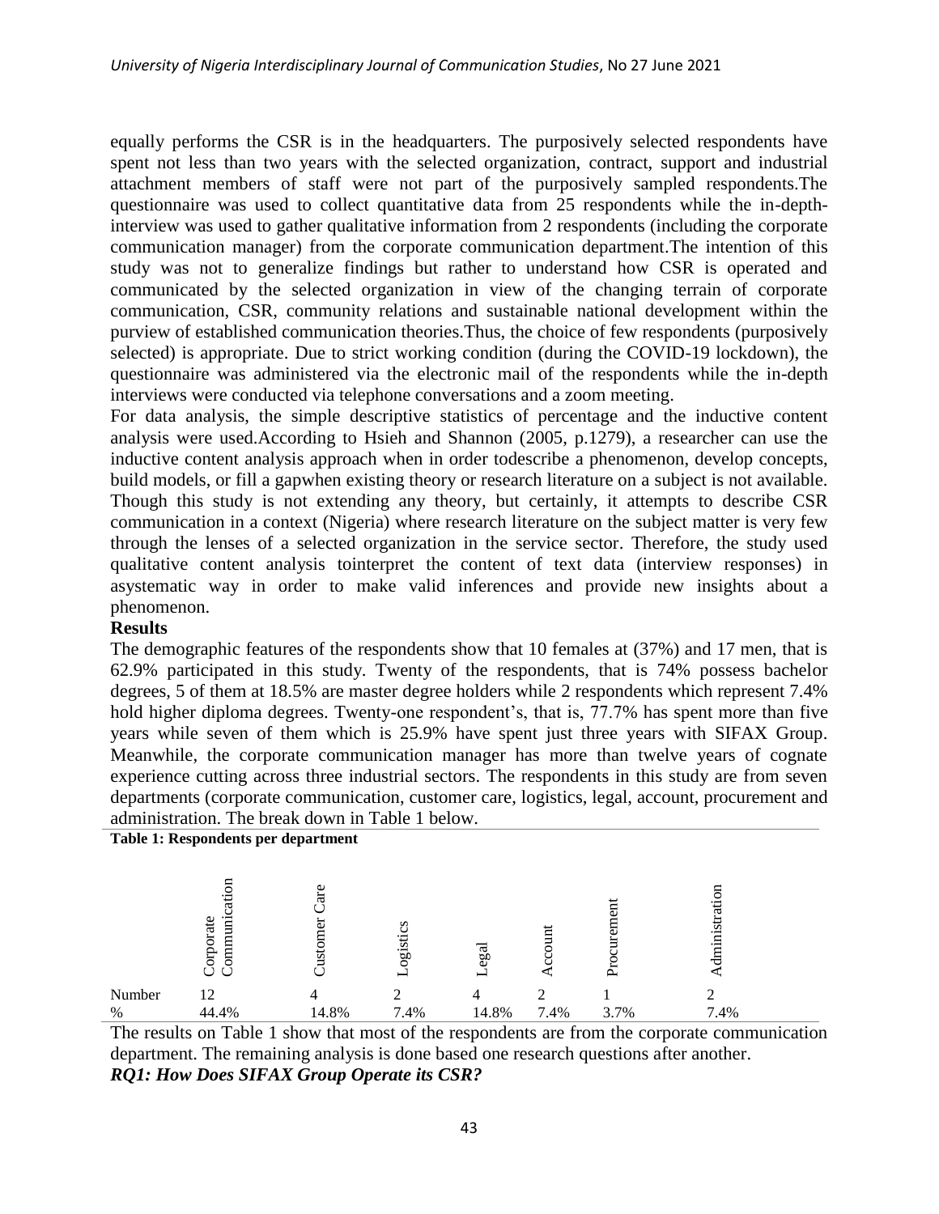equally performs the CSR is in the headquarters. The purposively selected respondents have spent not less than two years with the selected organization, contract, support and industrial attachment members of staff were not part of the purposively sampled respondents.The questionnaire was used to collect quantitative data from 25 respondents while the in-depth-interview was used to gather qualitative information from 2 respondents (including the corporate communication manager) from the corporate communication department.The intention of this study was not to generalize findings but rather to understand how CSR is operated and communicated by the selected organization in view of the changing terrain of corporate communication, CSR, community relations and sustainable national development within the purview of established communication theories.Thus, the choice of few respondents (purposively selected) is appropriate. Due to strict working condition (during the COVID-19 lockdown), the questionnaire was administered via the electronic mail of the respondents while the in-depth interviews were conducted via telephone conversations and a zoom meeting.

For data analysis, the simple descriptive statistics of percentage and the inductive content analysis were used.According to Hsieh and Shannon (2005, p.1279), a researcher can use the inductive content analysis approach when in order todescribe a phenomenon, develop concepts, build models, or fill a gapwhen existing theory or research literature on a subject is not available. Though this study is not extending any theory, but certainly, it attempts to describe CSR communication in a context (Nigeria) where research literature on the subject matter is very few through the lenses of a selected organization in the service sector. Therefore, the study used qualitative content analysis tointerpret the content of text data (interview responses) in asystematic way in order to make valid inferences and provide new insights about a phenomenon.

**Results**

The demographic features of the respondents show that 10 females at (37%) and 17 men, that is 62.9% participated in this study. Twenty of the respondents, that is 74% possess bachelor degrees, 5 of them at 18.5% are master degree holders while 2 respondents which represent 7.4% hold higher diploma degrees. Twenty-one respondent's, that is, 77.7% has spent more than five years while seven of them which is 25.9% have spent just three years with SIFAX Group. Meanwhile, the corporate communication manager has more than twelve years of cognate experience cutting across three industrial sectors. The respondents in this study are from seven departments (corporate communication, customer care, logistics, legal, account, procurement and administration. The break down in Table 1 below.

**Table 1: Respondents per department**

| | Corporate Communication | Customer Care | Logistics | Legal | Account | Procurement | Administration |
|---|---|---|---|---|---|---|---|
| Number | 12 | 4 | 2 | 4 | 2 | 1 | 2 |
| % | 44.4% | 14.8% | 7.4% | 14.8% | 7.4% | 3.7% | 7.4% |

The results on Table 1 show that most of the respondents are from the corporate communication department. The remaining analysis is done based one research questions after another.

***RQ1: How Does SIFAX Group Operate its CSR?***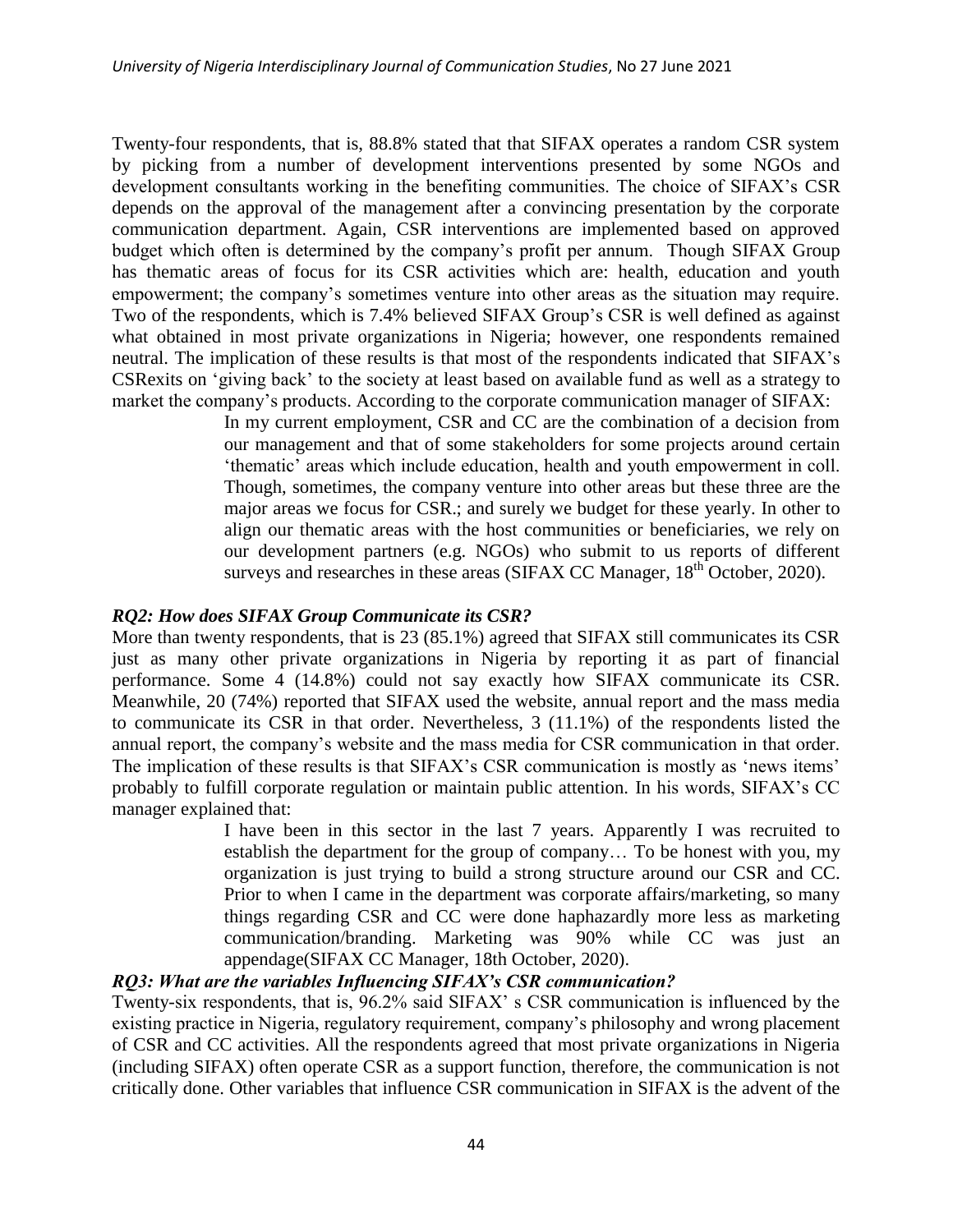Twenty-four respondents, that is, 88.8% stated that that SIFAX operates a random CSR system by picking from a number of development interventions presented by some NGOs and development consultants working in the benefiting communities. The choice of SIFAX's CSR depends on the approval of the management after a convincing presentation by the corporate communication department. Again, CSR interventions are implemented based on approved budget which often is determined by the company's profit per annum. Though SIFAX Group has thematic areas of focus for its CSR activities which are: health, education and youth empowerment; the company's sometimes venture into other areas as the situation may require. Two of the respondents, which is 7.4% believed SIFAX Group's CSR is well defined as against what obtained in most private organizations in Nigeria; however, one respondents remained neutral. The implication of these results is that most of the respondents indicated that SIFAX's CSRexits on 'giving back' to the society at least based on available fund as well as a strategy to market the company's products. According to the corporate communication manager of SIFAX:

> In my current employment, CSR and CC are the combination of a decision from our management and that of some stakeholders for some projects around certain 'thematic' areas which include education, health and youth empowerment in coll. Though, sometimes, the company venture into other areas but these three are the major areas we focus for CSR.; and surely we budget for these yearly. In other to align our thematic areas with the host communities or beneficiaries, we rely on our development partners (e.g. NGOs) who submit to us reports of different surveys and researches in these areas (SIFAX CC Manager, 18th October, 2020).

### *RQ2: How does SIFAX Group Communicate its CSR?*

More than twenty respondents, that is 23 (85.1%) agreed that SIFAX still communicates its CSR just as many other private organizations in Nigeria by reporting it as part of financial performance. Some 4 (14.8%) could not say exactly how SIFAX communicate its CSR. Meanwhile, 20 (74%) reported that SIFAX used the website, annual report and the mass media to communicate its CSR in that order. Nevertheless, 3 (11.1%) of the respondents listed the annual report, the company's website and the mass media for CSR communication in that order. The implication of these results is that SIFAX's CSR communication is mostly as 'news items' probably to fulfill corporate regulation or maintain public attention. In his words, SIFAX's CC manager explained that:

> I have been in this sector in the last 7 years. Apparently I was recruited to establish the department for the group of company… To be honest with you, my organization is just trying to build a strong structure around our CSR and CC. Prior to when I came in the department was corporate affairs/marketing, so many things regarding CSR and CC were done haphazardly more less as marketing communication/branding. Marketing was 90% while CC was just an appendage(SIFAX CC Manager, 18th October, 2020).

### *RQ3: What are the variables Influencing SIFAX's CSR communication?*

Twenty-six respondents, that is, 96.2% said SIFAX' s CSR communication is influenced by the existing practice in Nigeria, regulatory requirement, company's philosophy and wrong placement of CSR and CC activities. All the respondents agreed that most private organizations in Nigeria (including SIFAX) often operate CSR as a support function, therefore, the communication is not critically done. Other variables that influence CSR communication in SIFAX is the advent of the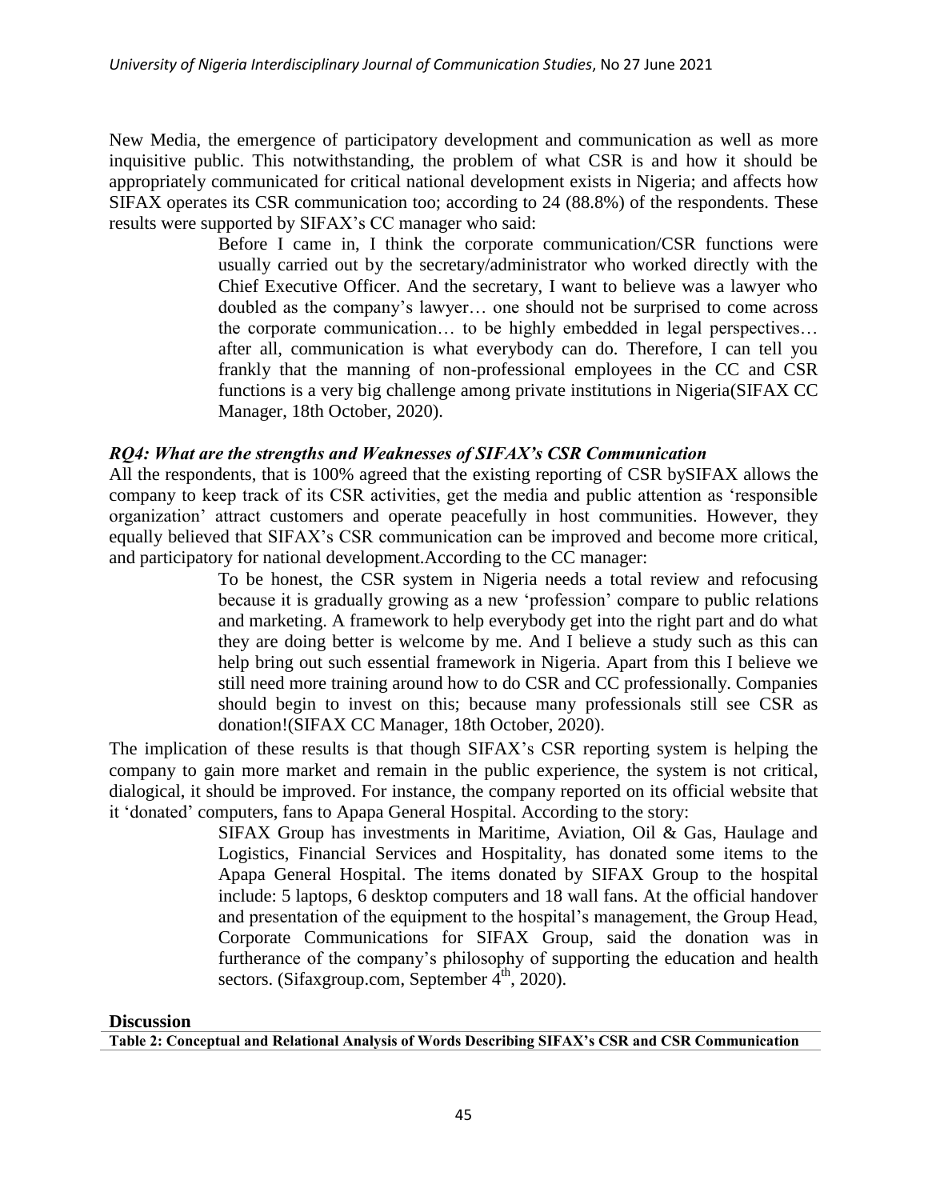New Media, the emergence of participatory development and communication as well as more inquisitive public. This notwithstanding, the problem of what CSR is and how it should be appropriately communicated for critical national development exists in Nigeria; and affects how SIFAX operates its CSR communication too; according to 24 (88.8%) of the respondents. These results were supported by SIFAX's CC manager who said:

> Before I came in, I think the corporate communication/CSR functions were usually carried out by the secretary/administrator who worked directly with the Chief Executive Officer. And the secretary, I want to believe was a lawyer who doubled as the company's lawyer… one should not be surprised to come across the corporate communication… to be highly embedded in legal perspectives… after all, communication is what everybody can do. Therefore, I can tell you frankly that the manning of non-professional employees in the CC and CSR functions is a very big challenge among private institutions in Nigeria(SIFAX CC Manager, 18th October, 2020).

### *RQ4: What are the strengths and Weaknesses of SIFAX's CSR Communication*

All the respondents, that is 100% agreed that the existing reporting of CSR bySIFAX allows the company to keep track of its CSR activities, get the media and public attention as 'responsible organization' attract customers and operate peacefully in host communities. However, they equally believed that SIFAX's CSR communication can be improved and become more critical, and participatory for national development.According to the CC manager:

> To be honest, the CSR system in Nigeria needs a total review and refocusing because it is gradually growing as a new 'profession' compare to public relations and marketing. A framework to help everybody get into the right part and do what they are doing better is welcome by me. And I believe a study such as this can help bring out such essential framework in Nigeria. Apart from this I believe we still need more training around how to do CSR and CC professionally. Companies should begin to invest on this; because many professionals still see CSR as donation!(SIFAX CC Manager, 18th October, 2020).

The implication of these results is that though SIFAX's CSR reporting system is helping the company to gain more market and remain in the public experience, the system is not critical, dialogical, it should be improved. For instance, the company reported on its official website that it 'donated' computers, fans to Apapa General Hospital. According to the story:

> SIFAX Group has investments in Maritime, Aviation, Oil & Gas, Haulage and Logistics, Financial Services and Hospitality, has donated some items to the Apapa General Hospital. The items donated by SIFAX Group to the hospital include: 5 laptops, 6 desktop computers and 18 wall fans. At the official handover and presentation of the equipment to the hospital's management, the Group Head, Corporate Communications for SIFAX Group, said the donation was in furtherance of the company's philosophy of supporting the education and health sectors. (Sifaxgroup.com, September 4th, 2020).

## Discussion

**Table 2: Conceptual and Relational Analysis of Words Describing SIFAX's CSR and CSR Communication**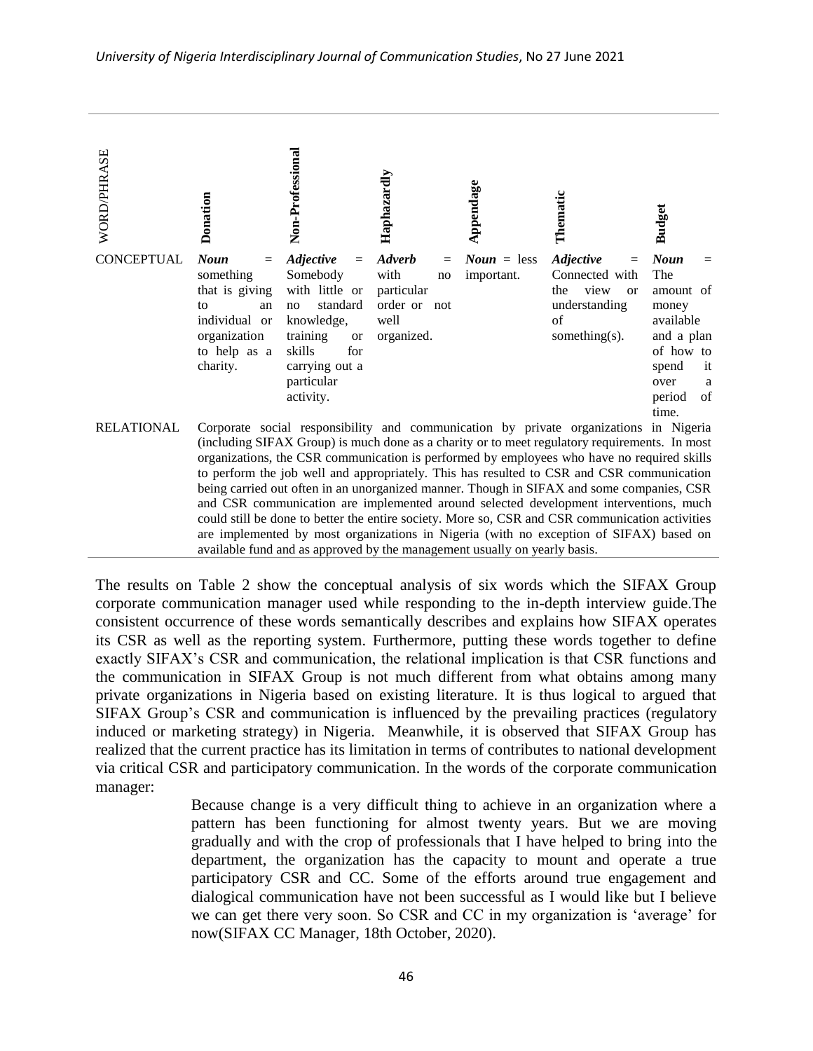| WORD/PHRASE | Donation | Non-Professional | Haphazardly | Appendage | Thematic | Budget |
|---|---|---|---|---|---|---|
| CONCEPTUAL | ***Noun*** = something that is giving to an individual or organization to help as a charity. | ***Adjective*** = Somebody with little or no standard knowledge, training or skills for carrying out a particular activity. | ***Adverb*** = with no particular order or not well organized. | ***Noun*** = less important. | ***Adjective*** = Connected with the view or understanding of something(s). | ***Noun*** = The amount of money available and a plan of how to spend it over a period of time. |
| RELATIONAL | Corporate social responsibility and communication by private organizations in Nigeria (including SIFAX Group) is much done as a charity or to meet regulatory requirements. In most organizations, the CSR communication is performed by employees who have no required skills to perform the job well and appropriately. This has resulted to CSR and CSR communication being carried out often in an unorganized manner. Though in SIFAX and some companies, CSR and CSR communication are implemented around selected development interventions, much could still be done to better the entire society. More so, CSR and CSR communication activities are implemented by most organizations in Nigeria (with no exception of SIFAX) based on available fund and as approved by the management usually on yearly basis. | | | | | |

The results on Table 2 show the conceptual analysis of six words which the SIFAX Group corporate communication manager used while responding to the in-depth interview guide.The consistent occurrence of these words semantically describes and explains how SIFAX operates its CSR as well as the reporting system. Furthermore, putting these words together to define exactly SIFAX's CSR and communication, the relational implication is that CSR functions and the communication in SIFAX Group is not much different from what obtains among many private organizations in Nigeria based on existing literature. It is thus logical to argued that SIFAX Group's CSR and communication is influenced by the prevailing practices (regulatory induced or marketing strategy) in Nigeria. Meanwhile, it is observed that SIFAX Group has realized that the current practice has its limitation in terms of contributes to national development via critical CSR and participatory communication. In the words of the corporate communication manager:

> Because change is a very difficult thing to achieve in an organization where a pattern has been functioning for almost twenty years. But we are moving gradually and with the crop of professionals that I have helped to bring into the department, the organization has the capacity to mount and operate a true participatory CSR and CC. Some of the efforts around true engagement and dialogical communication have not been successful as I would like but I believe we can get there very soon. So CSR and CC in my organization is 'average' for now(SIFAX CC Manager, 18th October, 2020).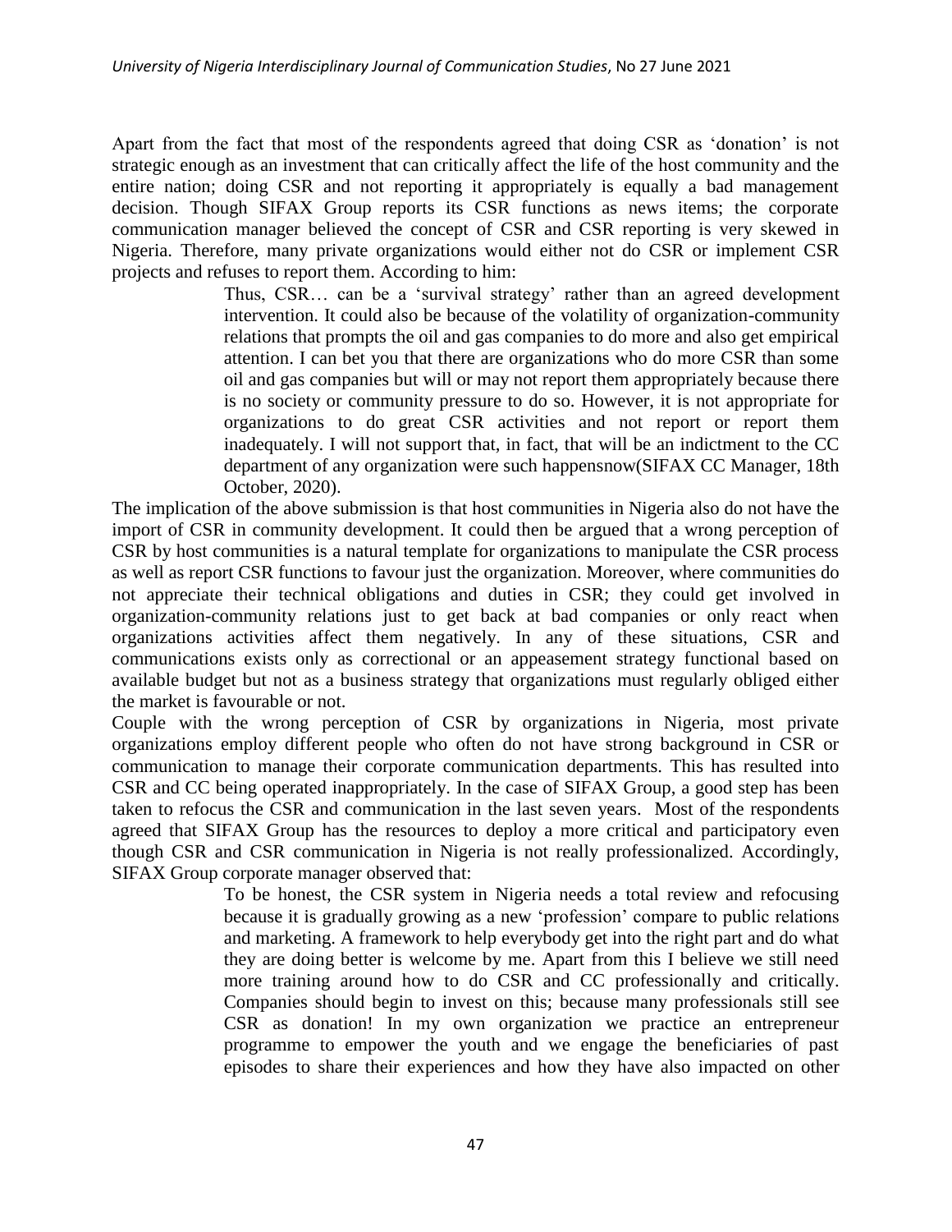Apart from the fact that most of the respondents agreed that doing CSR as 'donation' is not strategic enough as an investment that can critically affect the life of the host community and the entire nation; doing CSR and not reporting it appropriately is equally a bad management decision. Though SIFAX Group reports its CSR functions as news items; the corporate communication manager believed the concept of CSR and CSR reporting is very skewed in Nigeria. Therefore, many private organizations would either not do CSR or implement CSR projects and refuses to report them. According to him:

> Thus, CSR… can be a 'survival strategy' rather than an agreed development intervention. It could also be because of the volatility of organization-community relations that prompts the oil and gas companies to do more and also get empirical attention. I can bet you that there are organizations who do more CSR than some oil and gas companies but will or may not report them appropriately because there is no society or community pressure to do so. However, it is not appropriate for organizations to do great CSR activities and not report or report them inadequately. I will not support that, in fact, that will be an indictment to the CC department of any organization were such happensnow(SIFAX CC Manager, 18th October, 2020).

The implication of the above submission is that host communities in Nigeria also do not have the import of CSR in community development. It could then be argued that a wrong perception of CSR by host communities is a natural template for organizations to manipulate the CSR process as well as report CSR functions to favour just the organization. Moreover, where communities do not appreciate their technical obligations and duties in CSR; they could get involved in organization-community relations just to get back at bad companies or only react when organizations activities affect them negatively. In any of these situations, CSR and communications exists only as correctional or an appeasement strategy functional based on available budget but not as a business strategy that organizations must regularly obliged either the market is favourable or not.

Couple with the wrong perception of CSR by organizations in Nigeria, most private organizations employ different people who often do not have strong background in CSR or communication to manage their corporate communication departments. This has resulted into CSR and CC being operated inappropriately. In the case of SIFAX Group, a good step has been taken to refocus the CSR and communication in the last seven years. Most of the respondents agreed that SIFAX Group has the resources to deploy a more critical and participatory even though CSR and CSR communication in Nigeria is not really professionalized. Accordingly, SIFAX Group corporate manager observed that:

> To be honest, the CSR system in Nigeria needs a total review and refocusing because it is gradually growing as a new 'profession' compare to public relations and marketing. A framework to help everybody get into the right part and do what they are doing better is welcome by me. Apart from this I believe we still need more training around how to do CSR and CC professionally and critically. Companies should begin to invest on this; because many professionals still see CSR as donation! In my own organization we practice an entrepreneur programme to empower the youth and we engage the beneficiaries of past episodes to share their experiences and how they have also impacted on other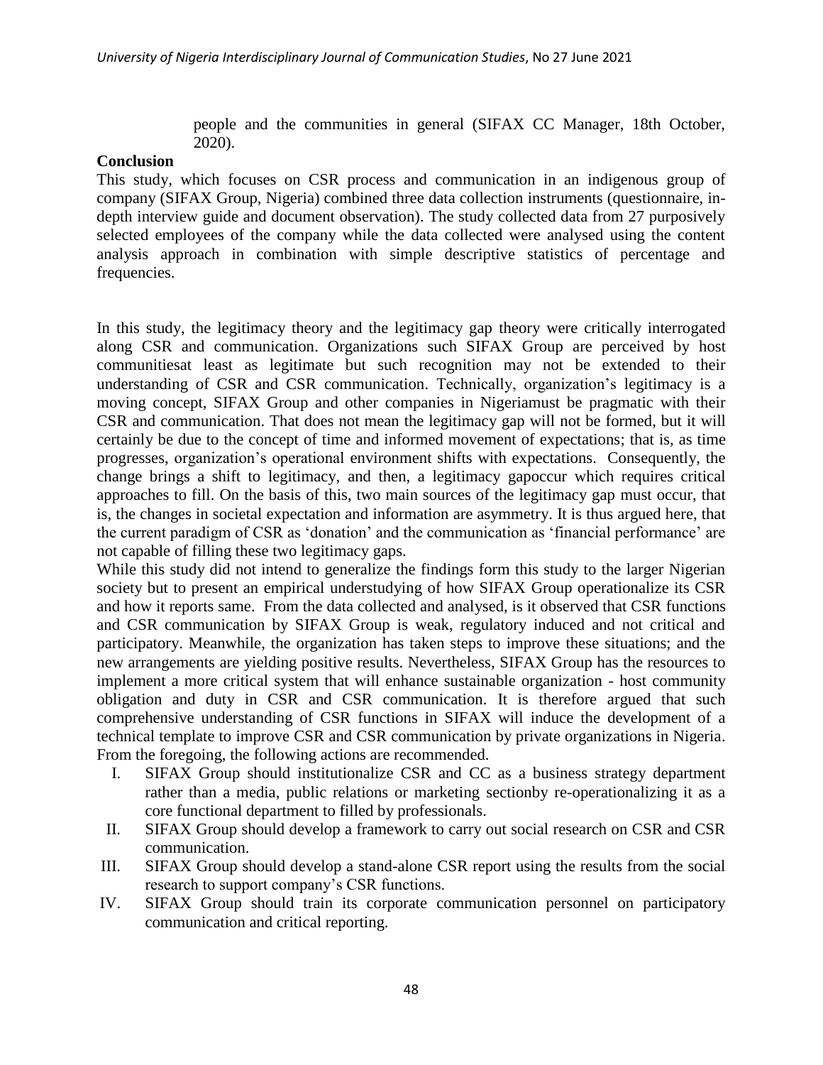people and the communities in general (SIFAX CC Manager, 18th October, 2020).

**Conclusion**

This study, which focuses on CSR process and communication in an indigenous group of company (SIFAX Group, Nigeria) combined three data collection instruments (questionnaire, in-depth interview guide and document observation). The study collected data from 27 purposively selected employees of the company while the data collected were analysed using the content analysis approach in combination with simple descriptive statistics of percentage and frequencies.

In this study, the legitimacy theory and the legitimacy gap theory were critically interrogated along CSR and communication. Organizations such SIFAX Group are perceived by host communitiesat least as legitimate but such recognition may not be extended to their understanding of CSR and CSR communication. Technically, organization's legitimacy is a moving concept, SIFAX Group and other companies in Nigeriamust be pragmatic with their CSR and communication. That does not mean the legitimacy gap will not be formed, but it will certainly be due to the concept of time and informed movement of expectations; that is, as time progresses, organization's operational environment shifts with expectations. Consequently, the change brings a shift to legitimacy, and then, a legitimacy gapoccur which requires critical approaches to fill. On the basis of this, two main sources of the legitimacy gap must occur, that is, the changes in societal expectation and information are asymmetry. It is thus argued here, that the current paradigm of CSR as 'donation' and the communication as 'financial performance' are not capable of filling these two legitimacy gaps.

While this study did not intend to generalize the findings form this study to the larger Nigerian society but to present an empirical understudying of how SIFAX Group operationalize its CSR and how it reports same. From the data collected and analysed, is it observed that CSR functions and CSR communication by SIFAX Group is weak, regulatory induced and not critical and participatory. Meanwhile, the organization has taken steps to improve these situations; and the new arrangements are yielding positive results. Nevertheless, SIFAX Group has the resources to implement a more critical system that will enhance sustainable organization - host community obligation and duty in CSR and CSR communication. It is therefore argued that such comprehensive understanding of CSR functions in SIFAX will induce the development of a technical template to improve CSR and CSR communication by private organizations in Nigeria. From the foregoing, the following actions are recommended.

I. SIFAX Group should institutionalize CSR and CC as a business strategy department rather than a media, public relations or marketing sectionby re-operationalizing it as a core functional department to filled by professionals.
II. SIFAX Group should develop a framework to carry out social research on CSR and CSR communication.
III. SIFAX Group should develop a stand-alone CSR report using the results from the social research to support company's CSR functions.
IV. SIFAX Group should train its corporate communication personnel on participatory communication and critical reporting.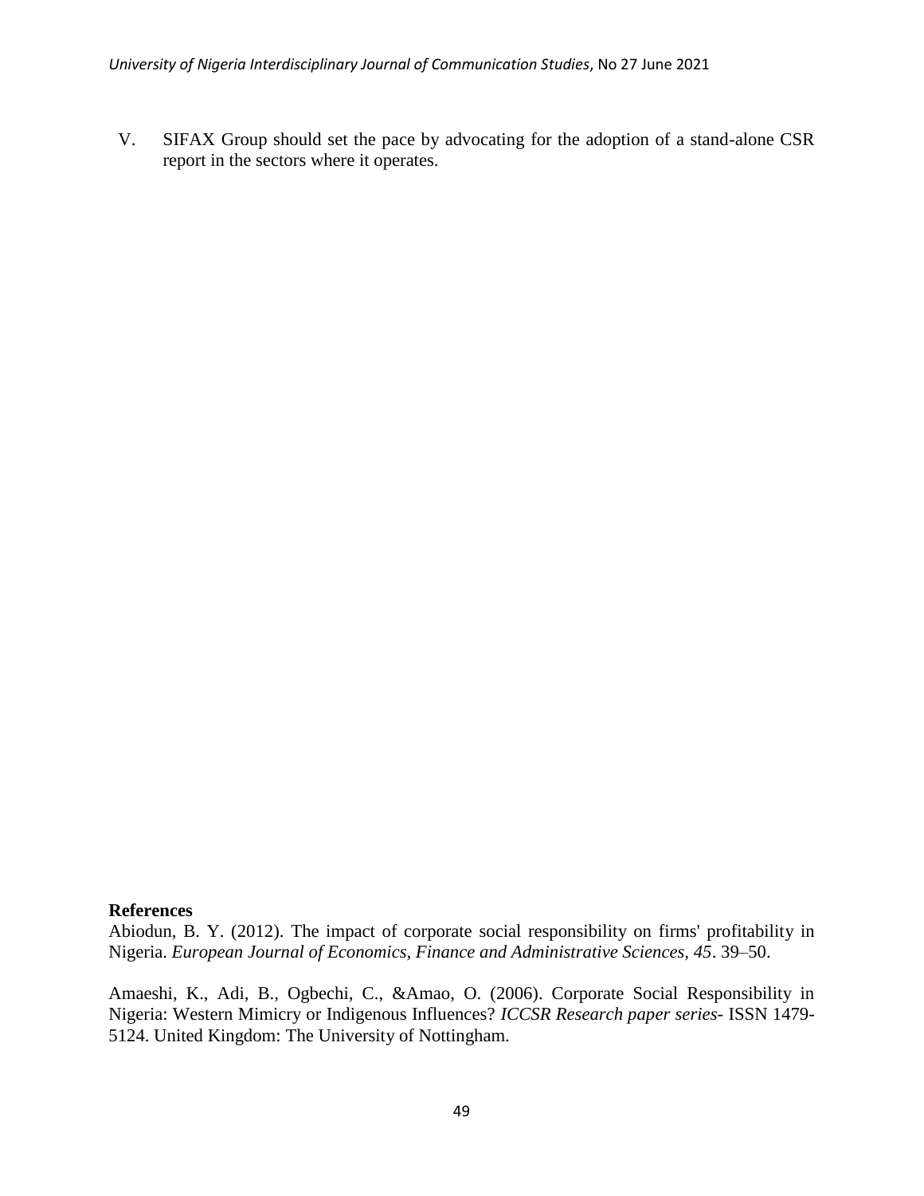V. SIFAX Group should set the pace by advocating for the adoption of a stand-alone CSR report in the sectors where it operates.

**References**

Abiodun, B. Y. (2012). The impact of corporate social responsibility on firms' profitability in Nigeria. *European Journal of Economics, Finance and Administrative Sciences, 45*. 39–50.

Amaeshi, K., Adi, B., Ogbechi, C., &Amao, O. (2006). Corporate Social Responsibility in Nigeria: Western Mimicry or Indigenous Influences? *ICCSR Research paper series*- ISSN 1479-5124. United Kingdom: The University of Nottingham.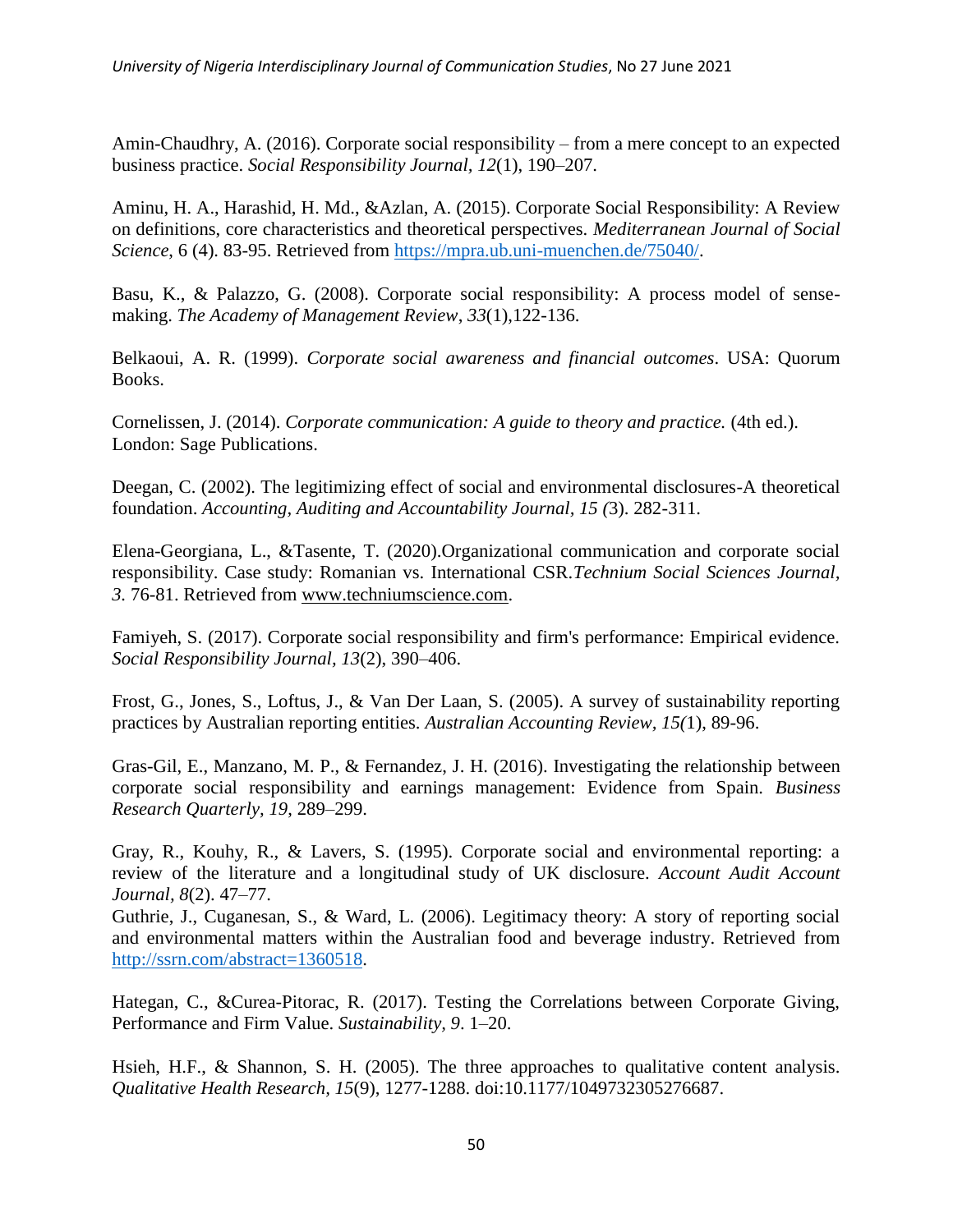Amin-Chaudhry, A. (2016). Corporate social responsibility – from a mere concept to an expected business practice. *Social Responsibility Journal*, *12*(1), 190–207.

Aminu, H. A., Harashid, H. Md., &Azlan, A. (2015). Corporate Social Responsibility: A Review on definitions, core characteristics and theoretical perspectives. *Mediterranean Journal of Social Science*, 6 (4). 83-95. Retrieved from https://mpra.ub.uni-muenchen.de/75040/.

Basu, K., & Palazzo, G. (2008). Corporate social responsibility: A process model of sense-making. *The Academy of Management Review*, *33*(1),122-136.

Belkaoui, A. R. (1999). *Corporate social awareness and financial outcomes*. USA: Quorum Books.

Cornelissen, J. (2014). *Corporate communication: A guide to theory and practice.* (4th ed.). London: Sage Publications.

Deegan, C. (2002). The legitimizing effect of social and environmental disclosures-A theoretical foundation. *Accounting, Auditing and Accountability Journal, 15 (*3). 282-311.

Elena-Georgiana, L., &Tasente, T. (2020).Organizational communication and corporate social responsibility. Case study: Romanian vs. International CSR.*Technium Social Sciences Journal*, *3*. 76-81. Retrieved from www.techniumscience.com.

Famiyeh, S. (2017). Corporate social responsibility and firm's performance: Empirical evidence. *Social Responsibility Journal, 13*(2), 390–406.

Frost, G., Jones, S., Loftus, J., & Van Der Laan, S. (2005). A survey of sustainability reporting practices by Australian reporting entities. *Australian Accounting Review, 15(*1), 89-96.

Gras-Gil, E., Manzano, M. P., & Fernandez, J. H. (2016). Investigating the relationship between corporate social responsibility and earnings management: Evidence from Spain. *Business Research Quarterly, 19*, 289–299.

Gray, R., Kouhy, R., & Lavers, S. (1995). Corporate social and environmental reporting: a review of the literature and a longitudinal study of UK disclosure. *Account Audit Account Journal*, *8*(2). 47–77.

Guthrie, J., Cuganesan, S., & Ward, L. (2006). Legitimacy theory: A story of reporting social and environmental matters within the Australian food and beverage industry. Retrieved from http://ssrn.com/abstract=1360518.

Hategan, C., &Curea-Pitorac, R. (2017). Testing the Correlations between Corporate Giving, Performance and Firm Value. *Sustainability*, *9*. 1–20.

Hsieh, H.F., & Shannon, S. H. (2005). The three approaches to qualitative content analysis. *Qualitative Health Research, 15*(9), 1277-1288. doi:10.1177/1049732305276687.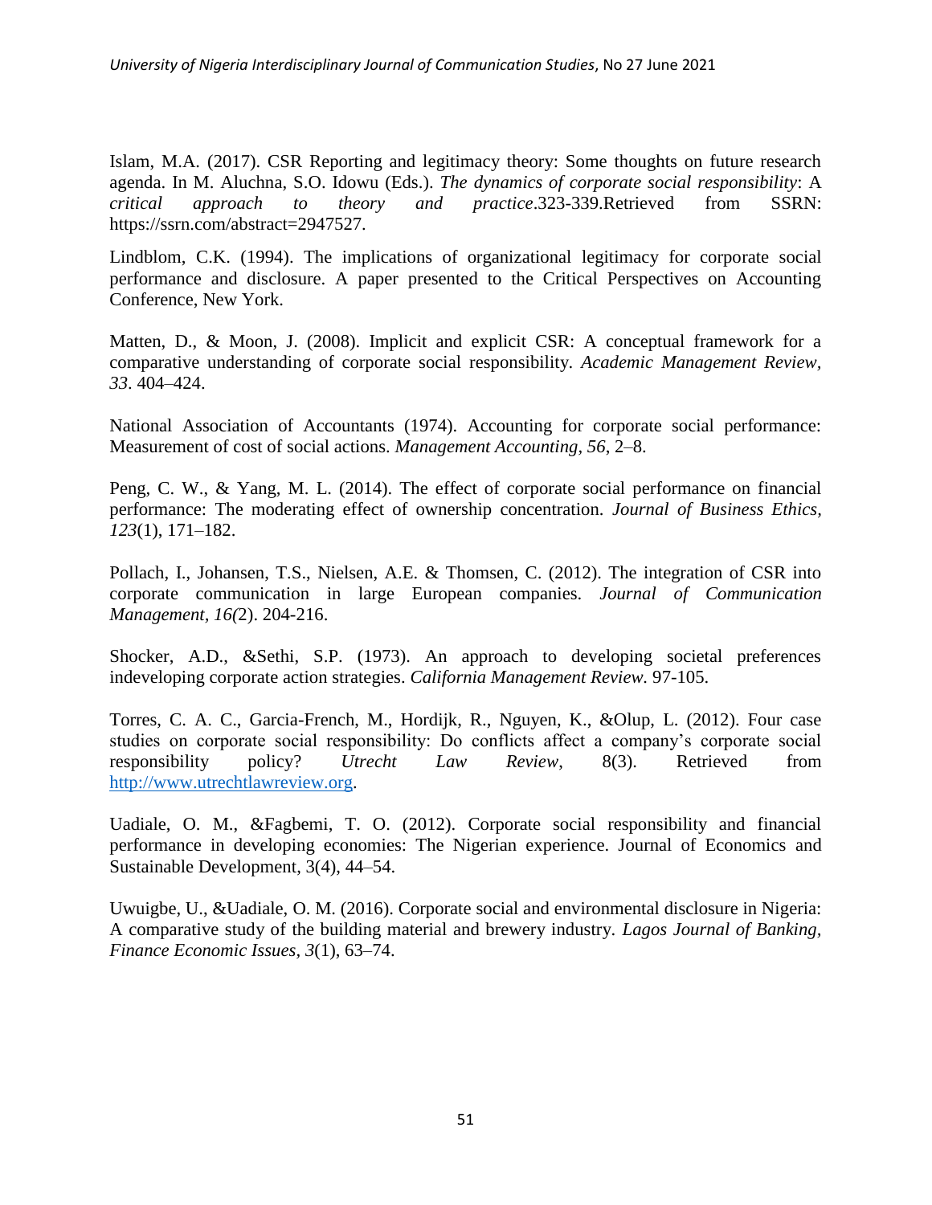Islam, M.A. (2017). CSR Reporting and legitimacy theory: Some thoughts on future research agenda. In M. Aluchna, S.O. Idowu (Eds.). *The dynamics of corporate social responsibility*: A *critical approach to theory and practice*.323-339.Retrieved from SSRN: https://ssrn.com/abstract=2947527.

Lindblom, C.K. (1994). The implications of organizational legitimacy for corporate social performance and disclosure. A paper presented to the Critical Perspectives on Accounting Conference, New York.

Matten, D., & Moon, J. (2008). Implicit and explicit CSR: A conceptual framework for a comparative understanding of corporate social responsibility. *Academic Management Review, 33*. 404–424.

National Association of Accountants (1974). Accounting for corporate social performance: Measurement of cost of social actions. *Management Accounting, 56*, 2–8.

Peng, C. W., & Yang, M. L. (2014). The effect of corporate social performance on financial performance: The moderating effect of ownership concentration. *Journal of Business Ethics, 123*(1), 171–182.

Pollach, I., Johansen, T.S., Nielsen, A.E. & Thomsen, C. (2012). The integration of CSR into corporate communication in large European companies. *Journal of Communication Management, 16(*2). 204-216.

Shocker, A.D., &Sethi, S.P. (1973). An approach to developing societal preferences indeveloping corporate action strategies. *California Management Review.* 97-105.

Torres, C. A. C., Garcia-French, M., Hordijk, R., Nguyen, K., &Olup, L. (2012). Four case studies on corporate social responsibility: Do conflicts affect a company's corporate social responsibility policy? *Utrecht Law Review*, 8(3). Retrieved from http://www.utrechtlawreview.org.

Uadiale, O. M., &Fagbemi, T. O. (2012). Corporate social responsibility and financial performance in developing economies: The Nigerian experience. Journal of Economics and Sustainable Development, 3(4), 44–54.

Uwuigbe, U., &Uadiale, O. M. (2016). Corporate social and environmental disclosure in Nigeria: A comparative study of the building material and brewery industry. *Lagos Journal of Banking, Finance Economic Issues, 3*(1), 63–74.